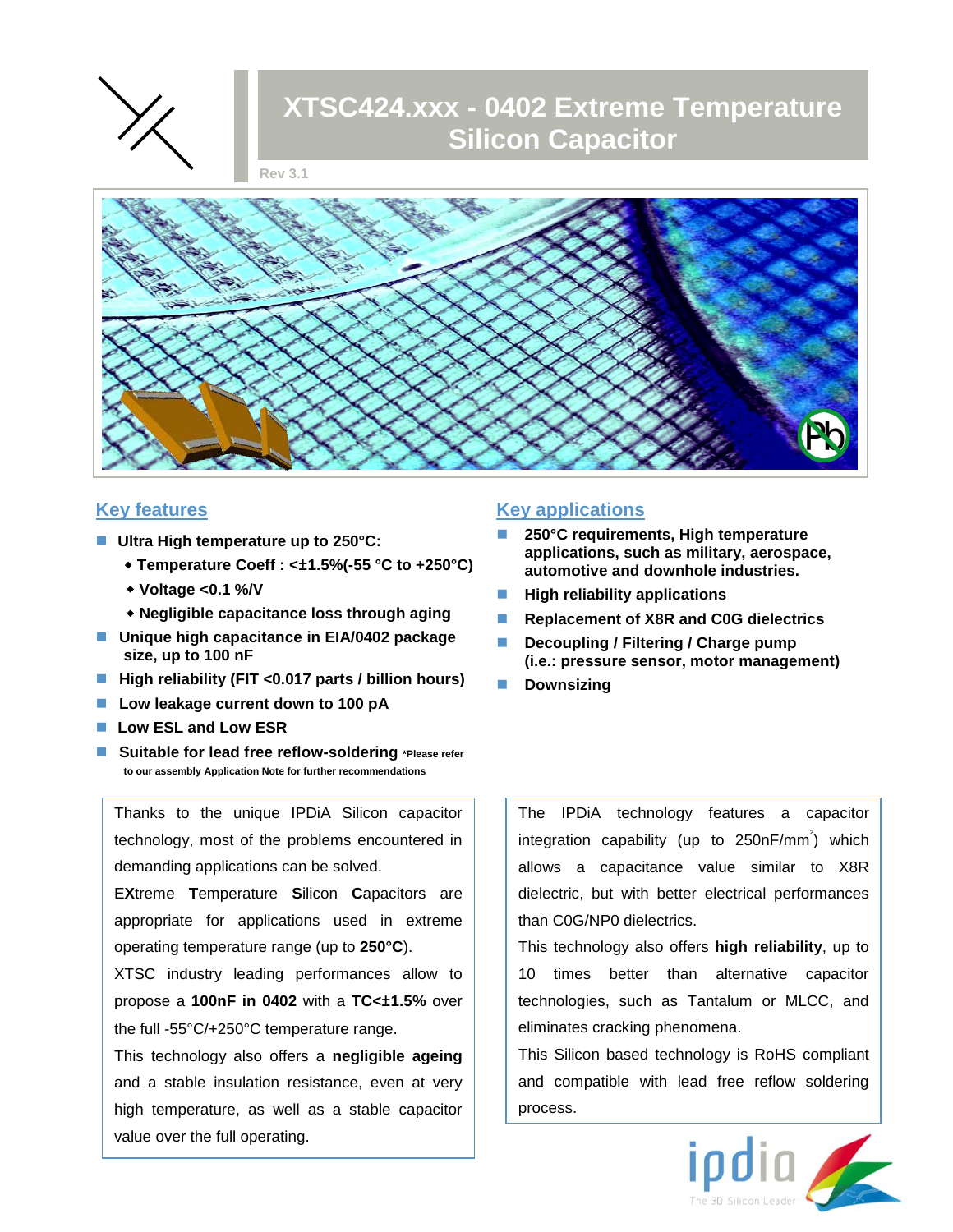# XTSC424.xxx - 0402 Extreme Temperature Silicon Capacitor

Rev 3.1

## Key features

- **Ultra High temperature up to 250°C:**
  - **Temperature Coeff : <±1.5%(-55 °C to +250°C)**
  - **Voltage <0.1 %/V**
  - **Negligible capacitance loss through aging**
- **Unique high capacitance in EIA/0402 package size, up to 100 nF**
- **High reliability (FIT <0.017 parts / billion hours)**
- **Low leakage current down to 100 pA**
- **Low ESL and Low ESR**
- **Suitable for lead free reflow-soldering** *Please refer to our assembly Application Note for further recommendations

## Key applications

- **250°C requirements, High temperature applications, such as military, aerospace, automotive and downhole industries.**
- **High reliability applications**
- **Replacement of X8R and C0G dielectrics**
- **Decoupling / Filtering / Charge pump (i.e.: pressure sensor, motor management)**
- **Downsizing**

Thanks to the unique IPDiA Silicon capacitor technology, most of the problems encountered in demanding applications can be solved.

E**X**treme **T**emperature **S**ilicon **C**apacitors are appropriate for applications used in extreme operating temperature range (up to **250°C**).

XTSC industry leading performances allow to propose a **100nF in 0402** with a **TC<±1.5%** over the full -55°C/+250°C temperature range.

This technology also offers a **negligible ageing** and a stable insulation resistance, even at very high temperature, as well as a stable capacitor value over the full operating.

The IPDiA technology features a capacitor integration capability (up to 250nF/mm²) which allows a capacitance value similar to X8R dielectric, but with better electrical performances than C0G/NP0 dielectrics.

This technology also offers **high reliability**, up to 10 times better than alternative capacitor technologies, such as Tantalum or MLCC, and eliminates cracking phenomena.

This Silicon based technology is RoHS compliant and compatible with lead free reflow soldering process.

ipdia The 3D Silicon Leader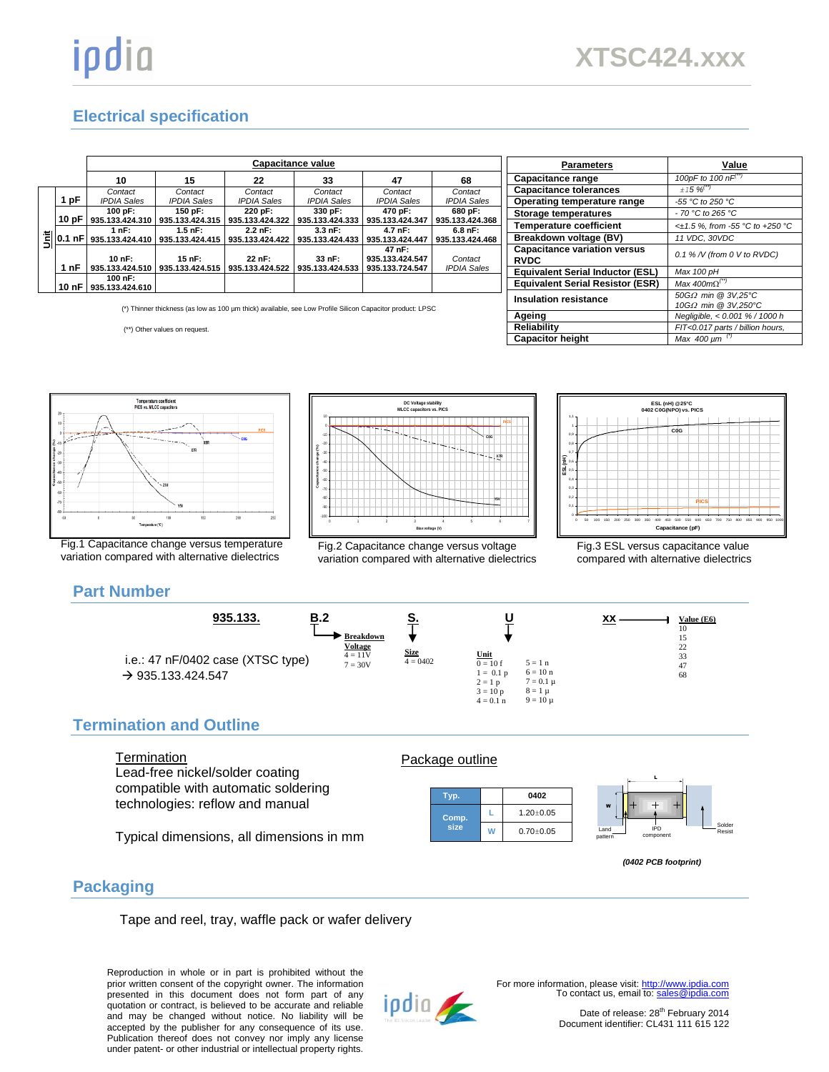## Electrical specification

| | | Capacitance value | | | | | |
|---|---|---|---|---|---|---|---|
| | | 10 | 15 | 22 | 33 | 47 | 68 |
| Unit | 1 pF | *Contact IPDIA Sales* | *Contact IPDIA Sales* | *Contact IPDIA Sales* | *Contact IPDIA Sales* | *Contact IPDIA Sales* | *Contact IPDIA Sales* |
| | 10 pF | **100 pF: 935.133.424.310** | **150 pF: 935.133.424.315** | **220 pF: 935.133.424.322** | **330 pF: 935.133.424.333** | **470 pF: 935.133.424.347** | **680 pF: 935.133.424.368** |
| | 0.1 nF | **1 nF: 935.133.424.410** | **1.5 nF: 935.133.424.415** | **2.2 nF: 935.133.424.422** | **3.3 nF: 935.133.424.433** | **4.7 nF: 935.133.424.447** | **6.8 nF: 935.133.424.468** |
| | 1 nF | **10 nF: 935.133.424.510** | **15 nF: 935.133.424.515** | **22 nF: 935.133.424.522** | **33 nF: 935.133.424.533** | **47 nF: 935.133.424.547 935.133.724.547** | *Contact IPDIA Sales* |
| | 10 nF | **100 nF: 935.133.424.610** | | | | | |

(*) Thinner thickness (as low as 100 µm thick) available, see Low Profile Silicon Capacitor product: LPSC

(**) Other values on request.

| Parameters | Value |
|---|---|
| **Capacitance range** | *100pF to 100 nF(\*\*)* |
| **Capacitance tolerances** | *±15 %(\*\*)* |
| **Operating temperature range** | *-55 °C to 250 °C* |
| **Storage temperatures** | *- 70 °C to 265 °C* |
| **Temperature coefficient** | *<±1.5 %, from -55 °C to +250 °C* |
| **Breakdown voltage (BV)** | *11 VDC, 30VDC* |
| **Capacitance variation versus RVDC** | *0.1 % /V (from 0 V to RVDC)* |
| **Equivalent Serial Inductor (ESL)** | *Max 100 pH* |
| **Equivalent Serial Resistor (ESR)** | *Max 400mΩ(\*\*)* |
| **Insulation resistance** | *50GΩ min @ 3V,25°C* <br> *10GΩ min @ 3V,250°C* |
| **Ageing** | *Negligible, < 0.001 % / 1000 h* |
| **Reliability** | *FIT<0.017 parts / billion hours,* |
| **Capacitor height** | *Max 400 µm (\*)* |

Temperature coefficient
PICS vs. MLCC capacitors
PICS
C0G
X8R
X7R
Z5U
Y5V
Capacitance change (%)
Temperature (°C)

Fig.1 Capacitance change versus temperature variation compared with alternative dielectrics

DC Voltage stability
MLCC capacitors vs. PICS
PICS
C0G
X7R
Y5V
Capacitance change (%)
Bias voltage (V)

Fig.2 Capacitance change versus voltage variation compared with alternative dielectrics

ESL (nH) @25°C
0402 C0G(NPO) vs. PICS
C0G
PICS
ESL (nH)
Capacitance (pF)

Fig.3 ESL versus capacitance value compared with alternative dielectrics

## Part Number

**935.133.** **B.2** **S.** **U** **XX**

- **Breakdown Voltage**: 4 = 11V, 7 = 30V
- **Size**: 4 = 0402
- **Unit**: 0 = 10 f, 1 = 0.1 p, 2 = 1 p, 3 = 10 p, 4 = 0.1 n, 5 = 1 n, 6 = 10 n, 7 = 0.1 µ, 8 = 1 µ, 9 = 10 µ
- **Value (E6)**: 10, 15, 22, 33, 47, 68

i.e.: 47 nF/0402 case (XTSC type)
→ 935.133.424.547

## Termination and Outline

Termination
Lead-free nickel/solder coating compatible with automatic soldering technologies: reflow and manual

Typical dimensions, all dimensions in mm

Package outline

| Typ. | | 0402 |
|---|---|---|
| Comp. size | L | 1.20±0.05 |
| | W | 0.70±0.05 |

L
W
Land pattern
IPD component
Solder Resist

*(0402 PCB footprint)*

## Packaging

Tape and reel, tray, waffle pack or wafer delivery

Reproduction in whole or in part is prohibited without the prior written consent of the copyright owner. The information presented in this document does not form part of any quotation or contract, is believed to be accurate and reliable and may be changed without notice. No liability will be accepted by the publisher for any consequence of its use. Publication thereof does not convey nor imply any license under patent- or other industrial or intellectual property rights.

For more information, please visit: http://www.ipdia.com
To contact us, email to: sales@ipdia.com

Date of release: 28th February 2014
Document identifier: CL431 111 615 122